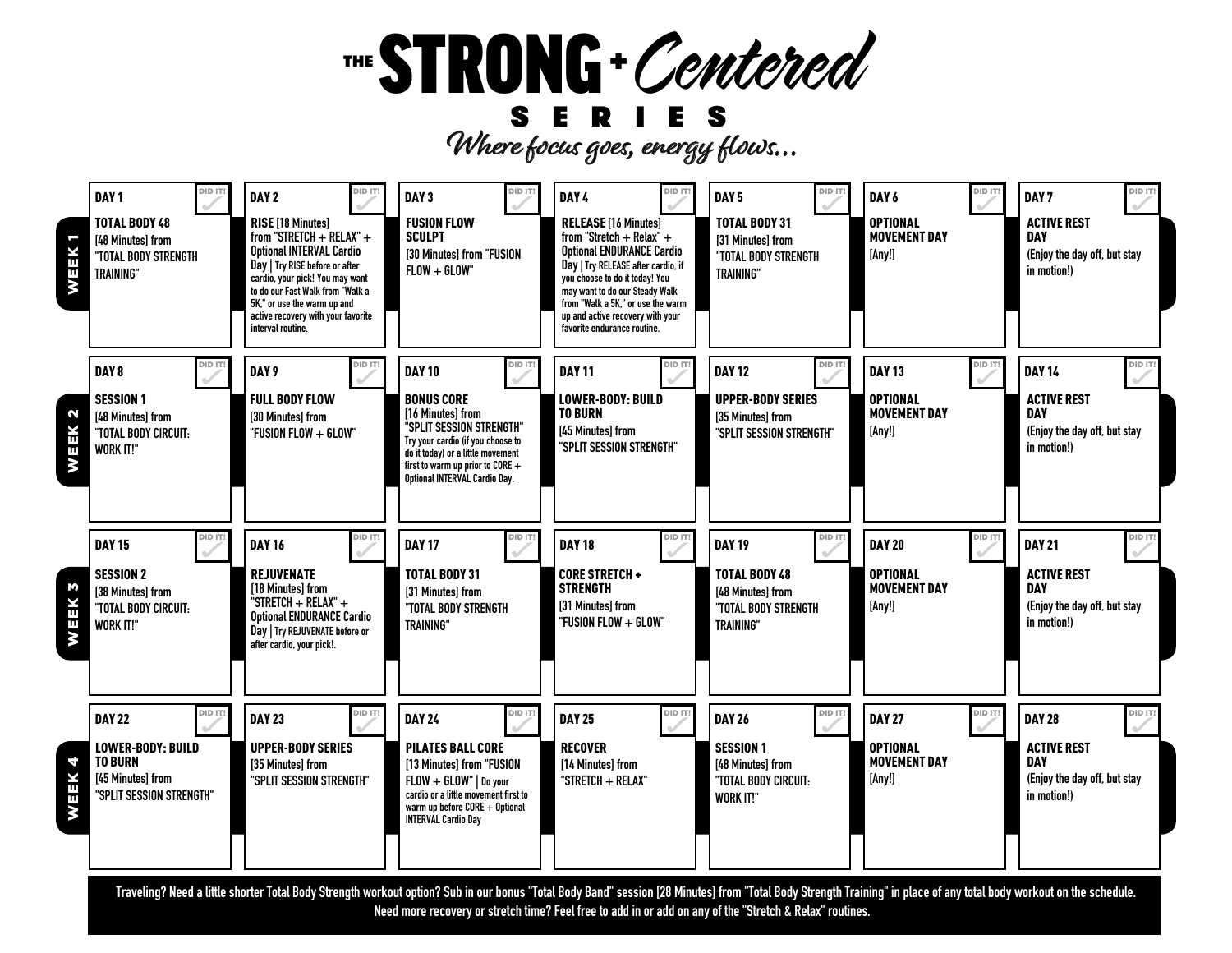# THE STRONG + Centered SERIES

*Where focus goes, energy flows...*

| | Day 1 | Day 2 | Day 3 | Day 4 | Day 5 | Day 6 | Day 7 |
|---|---|---|---|---|---|---|---|
| **WEEK 1** | **DAY 1** DID IT! **TOTAL BODY 48** [48 Minutes] from "TOTAL BODY STRENGTH TRAINING" | **DAY 2** DID IT! **RISE** [18 Minutes] from "STRETCH + RELAX" + **Optional INTERVAL Cardio Day** \| Try RISE before or after cardio, your pick! You may want to do our Fast Walk from "Walk a 5K," or use the warm up and active recovery with your favorite interval routine. | **DAY 3** DID IT! **FUSION FLOW SCULPT** [30 Minutes] from "FUSION FLOW + GLOW" | **DAY 4** DID IT! **RELEASE** [16 Minutes] from "Stretch + Relax" + **Optional ENDURANCE Cardio Day** \| Try RELEASE after cardio, if you choose to do it today! You may want to do our Steady Walk from "Walk a 5K," or use the warm up and active recovery with your favorite endurance routine. | **DAY 5** DID IT! **TOTAL BODY 31** [31 Minutes] from "TOTAL BODY STRENGTH TRAINING" | **DAY 6** DID IT! **OPTIONAL MOVEMENT DAY** [Any!] | **DAY 7** DID IT! **ACTIVE REST DAY** (Enjoy the day off, but stay in motion!) |
| **WEEK 2** | **DAY 8** DID IT! **SESSION 1** [48 Minutes] from "TOTAL BODY CIRCUIT: WORK IT!" | **DAY 9** DID IT! **FULL BODY FLOW** [30 Minutes] from "FUSION FLOW + GLOW" | **DAY 10** DID IT! **BONUS CORE** [16 Minutes] from "SPLIT SESSION STRENGTH" Try your cardio (if you choose to do it today) or a little movement first to warm up prior to CORE + Optional INTERVAL Cardio Day. | **DAY 11** DID IT! **LOWER-BODY: BUILD TO BURN** [45 Minutes] from "SPLIT SESSION STRENGTH" | **DAY 12** DID IT! **UPPER-BODY SERIES** [35 Minutes] from "SPLIT SESSION STRENGTH" | **DAY 13** DID IT! **OPTIONAL MOVEMENT DAY** [Any!] | **DAY 14** DID IT! **ACTIVE REST DAY** (Enjoy the day off, but stay in motion!) |
| **WEEK 3** | **DAY 15** DID IT! **SESSION 2** [38 Minutes] from "TOTAL BODY CIRCUIT: WORK IT!" | **DAY 16** DID IT! **REJUVENATE** [18 Minutes] from "STRETCH + RELAX" + **Optional ENDURANCE Cardio Day** \| Try REJUVENATE before or after cardio, your pick!. | **DAY 17** DID IT! **TOTAL BODY 31** [31 Minutes] from "TOTAL BODY STRENGTH TRAINING" | **DAY 18** DID IT! **CORE STRETCH + STRENGTH** [31 Minutes] from "FUSION FLOW + GLOW" | **DAY 19** DID IT! **TOTAL BODY 48** [48 Minutes] from "TOTAL BODY STRENGTH TRAINING" | **DAY 20** DID IT! **OPTIONAL MOVEMENT DAY** [Any!] | **DAY 21** DID IT! **ACTIVE REST DAY** (Enjoy the day off, but stay in motion!) |
| **WEEK 4** | **DAY 22** DID IT! **LOWER-BODY: BUILD TO BURN** [45 Minutes] from "SPLIT SESSION STRENGTH" | **DAY 23** DID IT! **UPPER-BODY SERIES** [35 Minutes] from "SPLIT SESSION STRENGTH" | **DAY 24** DID IT! **PILATES BALL CORE** [13 Minutes] from "FUSION FLOW + GLOW" \| Do your cardio or a little movement first to warm up before CORE + Optional INTERVAL Cardio Day | **DAY 25** DID IT! **RECOVER** [14 Minutes] from "STRETCH + RELAX" | **DAY 26** DID IT! **SESSION 1** [48 Minutes] from "TOTAL BODY CIRCUIT: WORK IT!" | **DAY 27** DID IT! **OPTIONAL MOVEMENT DAY** [Any!] | **DAY 28** DID IT! **ACTIVE REST DAY** (Enjoy the day off, but stay in motion!) |

**Traveling? Need a little shorter Total Body Strength workout option? Sub in our bonus "Total Body Band" session [28 Minutes] from "Total Body Strength Training" in place of any total body workout on the schedule. Need more recovery or stretch time? Feel free to add in or add on any of the "Stretch & Relax" routines.**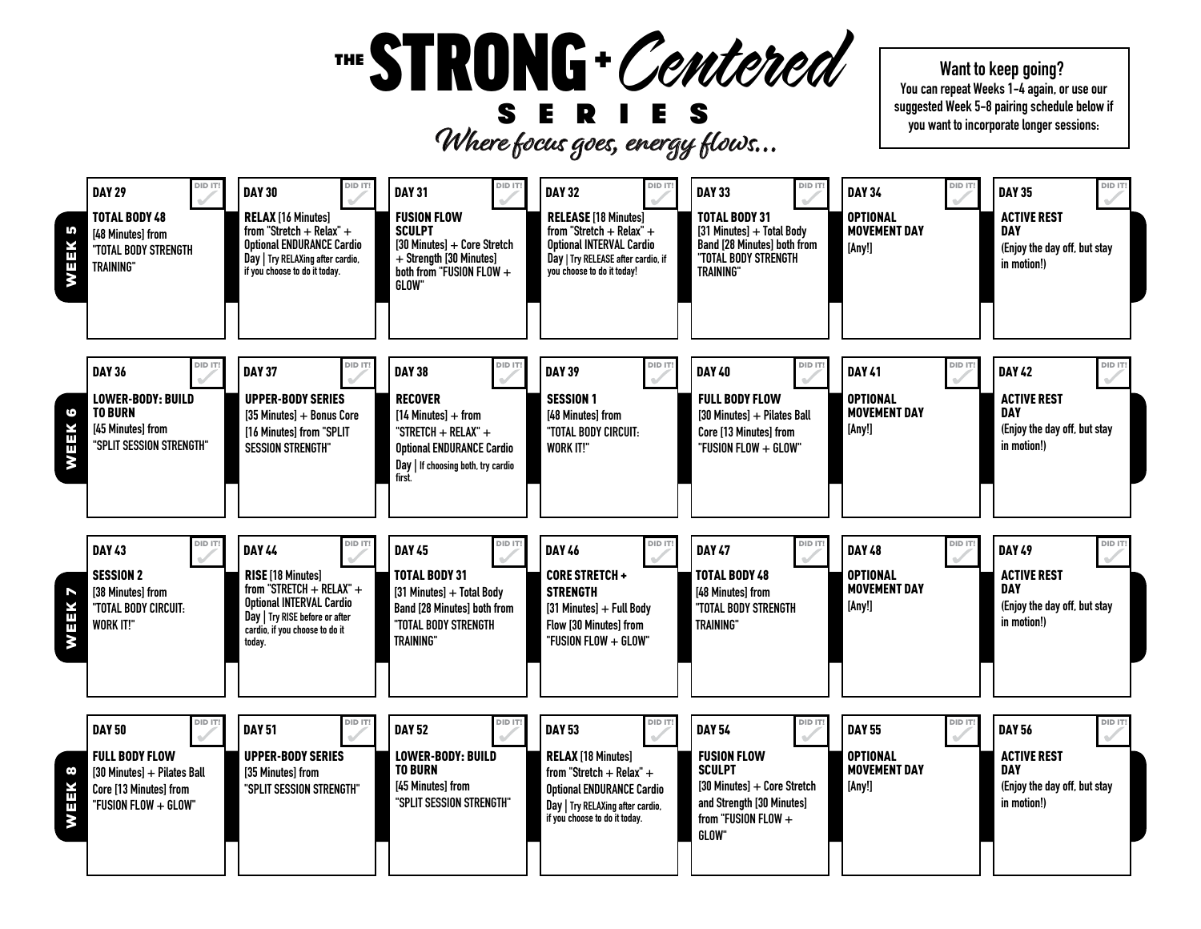# THE STRONG + *Centered* SERIES

*Where focus goes, energy flows...*

**Want to keep going?**
**You can repeat Weeks 1-4 again, or use our suggested Week 5-8 pairing schedule below if you want to incorporate longer sessions:**

| | | | | | | | |
|---|---|---|---|---|---|---|---|
| **WEEK 5** | **DAY 29** DID IT! **TOTAL BODY 48** [48 Minutes] from "TOTAL BODY STRENGTH TRAINING" | **DAY 30** DID IT! **RELAX** [16 Minutes] from "Stretch + Relax" + Optional ENDURANCE Cardio Day \| Try RELAXing after cardio, if you choose to do it today. | **DAY 31** DID IT! **FUSION FLOW SCULPT** [30 Minutes] + Core Stretch + Strength [30 Minutes] both from "FUSION FLOW + GLOW" | **DAY 32** DID IT! **RELEASE** [18 Minutes] from "Stretch + Relax" + Optional INTERVAL Cardio Day \| Try RELEASE after cardio, if you choose to do it today! | **DAY 33** DID IT! **TOTAL BODY 31** [31 Minutes] + Total Body Band [28 Minutes] both from "TOTAL BODY STRENGTH TRAINING" | **DAY 34** DID IT! **OPTIONAL MOVEMENT DAY** [Any!] | **DAY 35** DID IT! **ACTIVE REST DAY** (Enjoy the day off, but stay in motion!) |
| **WEEK 6** | **DAY 36** DID IT! **LOWER-BODY: BUILD TO BURN** [45 Minutes] from "SPLIT SESSION STRENGTH" | **DAY 37** DID IT! **UPPER-BODY SERIES** [35 Minutes] + Bonus Core [16 Minutes] from "SPLIT SESSION STRENGTH" | **DAY 38** DID IT! **RECOVER** [14 Minutes] + from "STRETCH + RELAX" + Optional ENDURANCE Cardio Day \| If choosing both, try cardio first. | **DAY 39** DID IT! **SESSION 1** [48 Minutes] from "TOTAL BODY CIRCUIT: WORK IT!" | **DAY 40** DID IT! **FULL BODY FLOW** [30 Minutes] + Pilates Ball Core [13 Minutes] from "FUSION FLOW + GLOW" | **DAY 41** DID IT! **OPTIONAL MOVEMENT DAY** [Any!] | **DAY 42** DID IT! **ACTIVE REST DAY** (Enjoy the day off, but stay in motion!) |
| **WEEK 7** | **DAY 43** DID IT! **SESSION 2** [38 Minutes] from "TOTAL BODY CIRCUIT: WORK IT!" | **DAY 44** DID IT! **RISE** [18 Minutes] from "STRETCH + RELAX" + Optional INTERVAL Cardio Day \| Try RISE before or after cardio, if you choose to do it today. | **DAY 45** DID IT! **TOTAL BODY 31** [31 Minutes] + Total Body Band [28 Minutes] both from "TOTAL BODY STRENGTH TRAINING" | **DAY 46** DID IT! **CORE STRETCH + STRENGTH** [31 Minutes] + Full Body Flow [30 Minutes] from "FUSION FLOW + GLOW" | **DAY 47** DID IT! **TOTAL BODY 48** [48 Minutes] from "TOTAL BODY STRENGTH TRAINING" | **DAY 48** DID IT! **OPTIONAL MOVEMENT DAY** [Any!] | **DAY 49** DID IT! **ACTIVE REST DAY** (Enjoy the day off, but stay in motion!) |
| **WEEK 8** | **DAY 50** DID IT! **FULL BODY FLOW** [30 Minutes] + Pilates Ball Core [13 Minutes] from "FUSION FLOW + GLOW" | **DAY 51** DID IT! **UPPER-BODY SERIES** [35 Minutes] from "SPLIT SESSION STRENGTH" | **DAY 52** DID IT! **LOWER-BODY: BUILD TO BURN** [45 Minutes] from "SPLIT SESSION STRENGTH" | **DAY 53** DID IT! **RELAX** [16 Minutes] from "Stretch + Relax" + Optional ENDURANCE Cardio Day \| Try RELAXing after cardio, if you choose to do it today. | **DAY 54** DID IT! **FUSION FLOW SCULPT** [30 Minutes] + Core Stretch and Strength [30 Minutes] from "FUSION FLOW + GLOW" | **DAY 55** DID IT! **OPTIONAL MOVEMENT DAY** [Any!] | **DAY 56** DID IT! **ACTIVE REST DAY** (Enjoy the day off, but stay in motion!) |